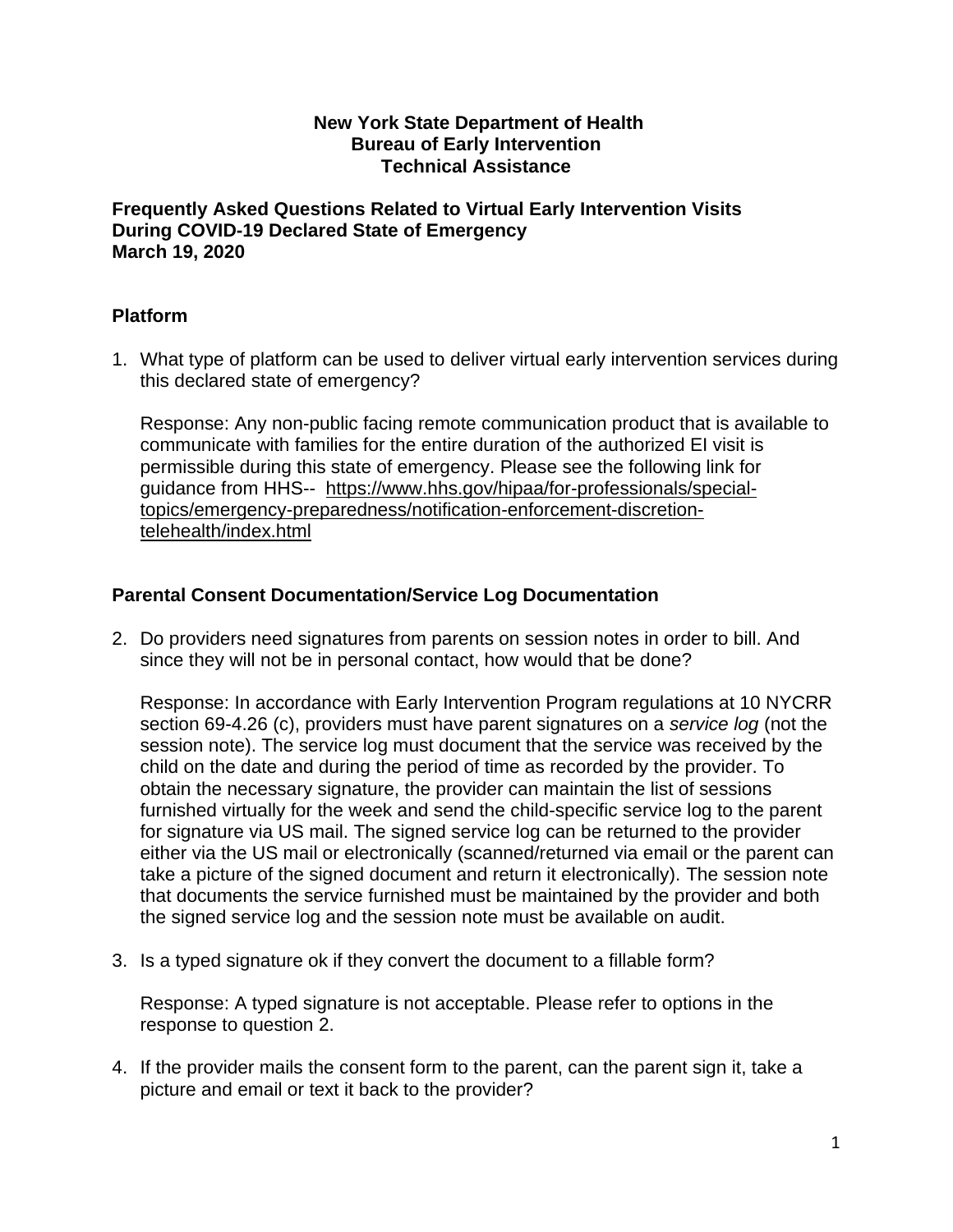**New York State Department of Health**
**Bureau of Early Intervention**
**Technical Assistance**

**Frequently Asked Questions Related to Virtual Early Intervention Visits During COVID-19 Declared State of Emergency**
**March 19, 2020**

## Platform

1. What type of platform can be used to deliver virtual early intervention services during this declared state of emergency?

   Response: Any non-public facing remote communication product that is available to communicate with families for the entire duration of the authorized EI visit is permissible during this state of emergency. Please see the following link for guidance from HHS-- https://www.hhs.gov/hipaa/for-professionals/special-topics/emergency-preparedness/notification-enforcement-discretion-telehealth/index.html

## Parental Consent Documentation/Service Log Documentation

2. Do providers need signatures from parents on session notes in order to bill. And since they will not be in personal contact, how would that be done?

   Response: In accordance with Early Intervention Program regulations at 10 NYCRR section 69-4.26 (c), providers must have parent signatures on a *service log* (not the session note). The service log must document that the service was received by the child on the date and during the period of time as recorded by the provider. To obtain the necessary signature, the provider can maintain the list of sessions furnished virtually for the week and send the child-specific service log to the parent for signature via US mail. The signed service log can be returned to the provider either via the US mail or electronically (scanned/returned via email or the parent can take a picture of the signed document and return it electronically). The session note that documents the service furnished must be maintained by the provider and both the signed service log and the session note must be available on audit.

3. Is a typed signature ok if they convert the document to a fillable form?

   Response: A typed signature is not acceptable. Please refer to options in the response to question 2.

4. If the provider mails the consent form to the parent, can the parent sign it, take a picture and email or text it back to the provider?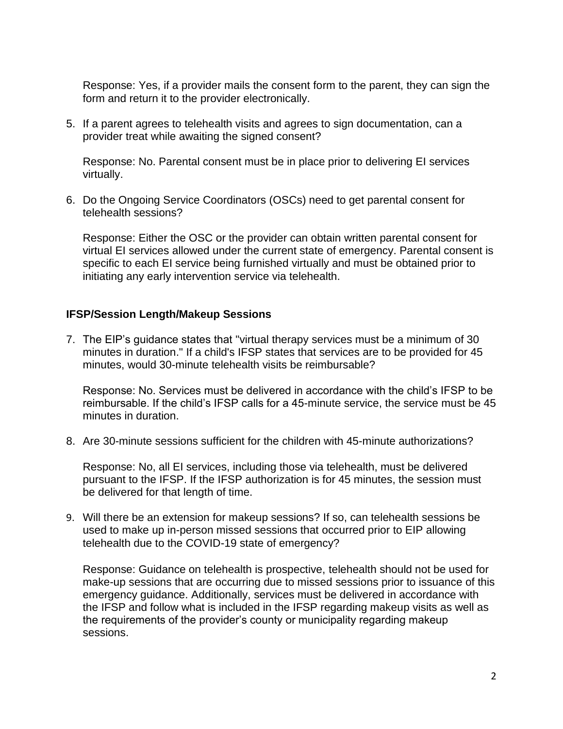Response: Yes, if a provider mails the consent form to the parent, they can sign the form and return it to the provider electronically.

5. If a parent agrees to telehealth visits and agrees to sign documentation, can a provider treat while awaiting the signed consent?

   Response: No. Parental consent must be in place prior to delivering EI services virtually.

6. Do the Ongoing Service Coordinators (OSCs) need to get parental consent for telehealth sessions?

   Response: Either the OSC or the provider can obtain written parental consent for virtual EI services allowed under the current state of emergency. Parental consent is specific to each EI service being furnished virtually and must be obtained prior to initiating any early intervention service via telehealth.

### IFSP/Session Length/Makeup Sessions

7. The EIP's guidance states that "virtual therapy services must be a minimum of 30 minutes in duration." If a child's IFSP states that services are to be provided for 45 minutes, would 30-minute telehealth visits be reimbursable?

   Response: No. Services must be delivered in accordance with the child's IFSP to be reimbursable. If the child's IFSP calls for a 45-minute service, the service must be 45 minutes in duration.

8. Are 30-minute sessions sufficient for the children with 45-minute authorizations?

   Response: No, all EI services, including those via telehealth, must be delivered pursuant to the IFSP. If the IFSP authorization is for 45 minutes, the session must be delivered for that length of time.

9. Will there be an extension for makeup sessions? If so, can telehealth sessions be used to make up in-person missed sessions that occurred prior to EIP allowing telehealth due to the COVID-19 state of emergency?

   Response: Guidance on telehealth is prospective, telehealth should not be used for make-up sessions that are occurring due to missed sessions prior to issuance of this emergency guidance. Additionally, services must be delivered in accordance with the IFSP and follow what is included in the IFSP regarding makeup visits as well as the requirements of the provider's county or municipality regarding makeup sessions.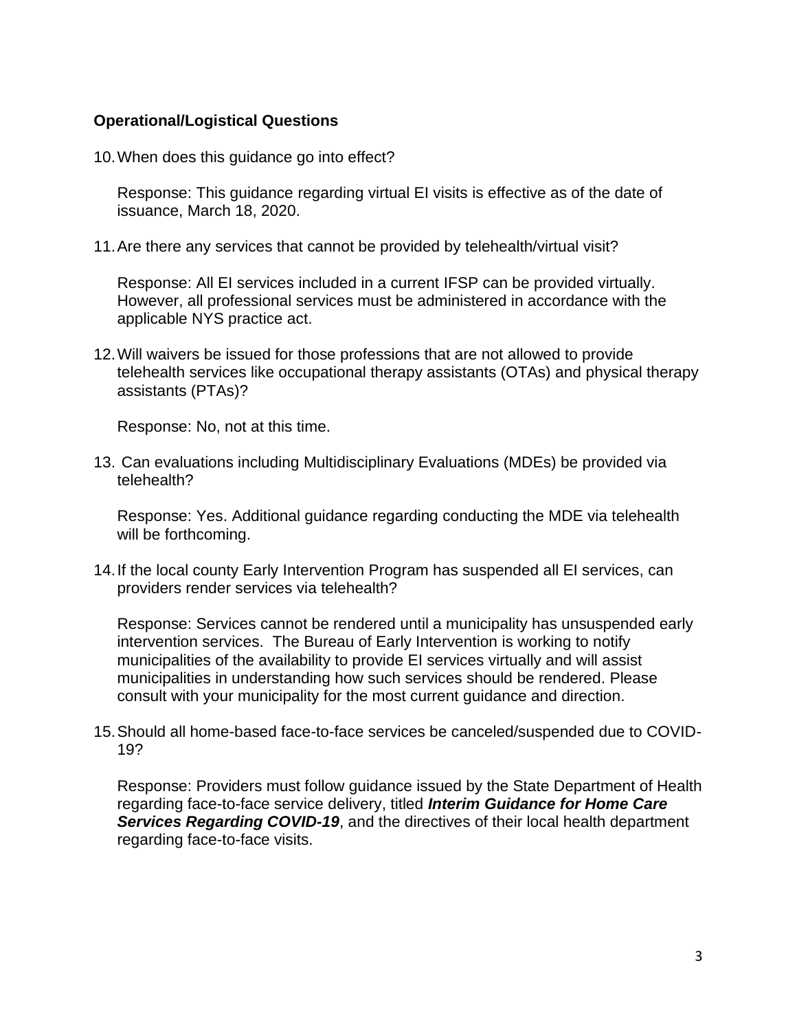**Operational/Logistical Questions**

10. When does this guidance go into effect?

    Response: This guidance regarding virtual EI visits is effective as of the date of issuance, March 18, 2020.

11. Are there any services that cannot be provided by telehealth/virtual visit?

    Response: All EI services included in a current IFSP can be provided virtually. However, all professional services must be administered in accordance with the applicable NYS practice act.

12. Will waivers be issued for those professions that are not allowed to provide telehealth services like occupational therapy assistants (OTAs) and physical therapy assistants (PTAs)?

    Response: No, not at this time.

13. Can evaluations including Multidisciplinary Evaluations (MDEs) be provided via telehealth?

    Response: Yes. Additional guidance regarding conducting the MDE via telehealth will be forthcoming.

14. If the local county Early Intervention Program has suspended all EI services, can providers render services via telehealth?

    Response: Services cannot be rendered until a municipality has unsuspended early intervention services. The Bureau of Early Intervention is working to notify municipalities of the availability to provide EI services virtually and will assist municipalities in understanding how such services should be rendered. Please consult with your municipality for the most current guidance and direction.

15. Should all home-based face-to-face services be canceled/suspended due to COVID-19?

    Response: Providers must follow guidance issued by the State Department of Health regarding face-to-face service delivery, titled ***Interim Guidance for Home Care Services Regarding COVID-19***, and the directives of their local health department regarding face-to-face visits.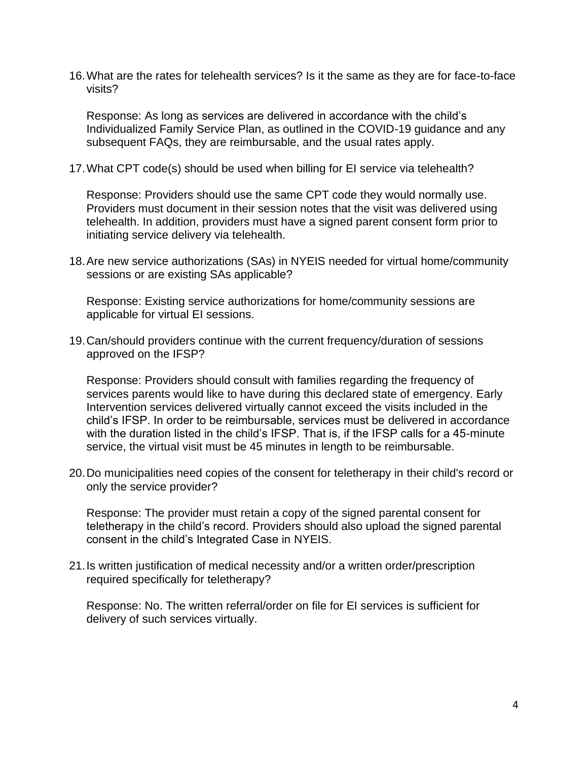16. What are the rates for telehealth services? Is it the same as they are for face-to-face visits?

    Response: As long as services are delivered in accordance with the child's Individualized Family Service Plan, as outlined in the COVID-19 guidance and any subsequent FAQs, they are reimbursable, and the usual rates apply.

17. What CPT code(s) should be used when billing for EI service via telehealth?

    Response: Providers should use the same CPT code they would normally use. Providers must document in their session notes that the visit was delivered using telehealth. In addition, providers must have a signed parent consent form prior to initiating service delivery via telehealth.

18. Are new service authorizations (SAs) in NYEIS needed for virtual home/community sessions or are existing SAs applicable?

    Response: Existing service authorizations for home/community sessions are applicable for virtual EI sessions.

19. Can/should providers continue with the current frequency/duration of sessions approved on the IFSP?

    Response: Providers should consult with families regarding the frequency of services parents would like to have during this declared state of emergency. Early Intervention services delivered virtually cannot exceed the visits included in the child's IFSP. In order to be reimbursable, services must be delivered in accordance with the duration listed in the child's IFSP. That is, if the IFSP calls for a 45-minute service, the virtual visit must be 45 minutes in length to be reimbursable.

20. Do municipalities need copies of the consent for teletherapy in their child's record or only the service provider?

    Response: The provider must retain a copy of the signed parental consent for teletherapy in the child's record. Providers should also upload the signed parental consent in the child's Integrated Case in NYEIS.

21. Is written justification of medical necessity and/or a written order/prescription required specifically for teletherapy?

    Response: No. The written referral/order on file for EI services is sufficient for delivery of such services virtually.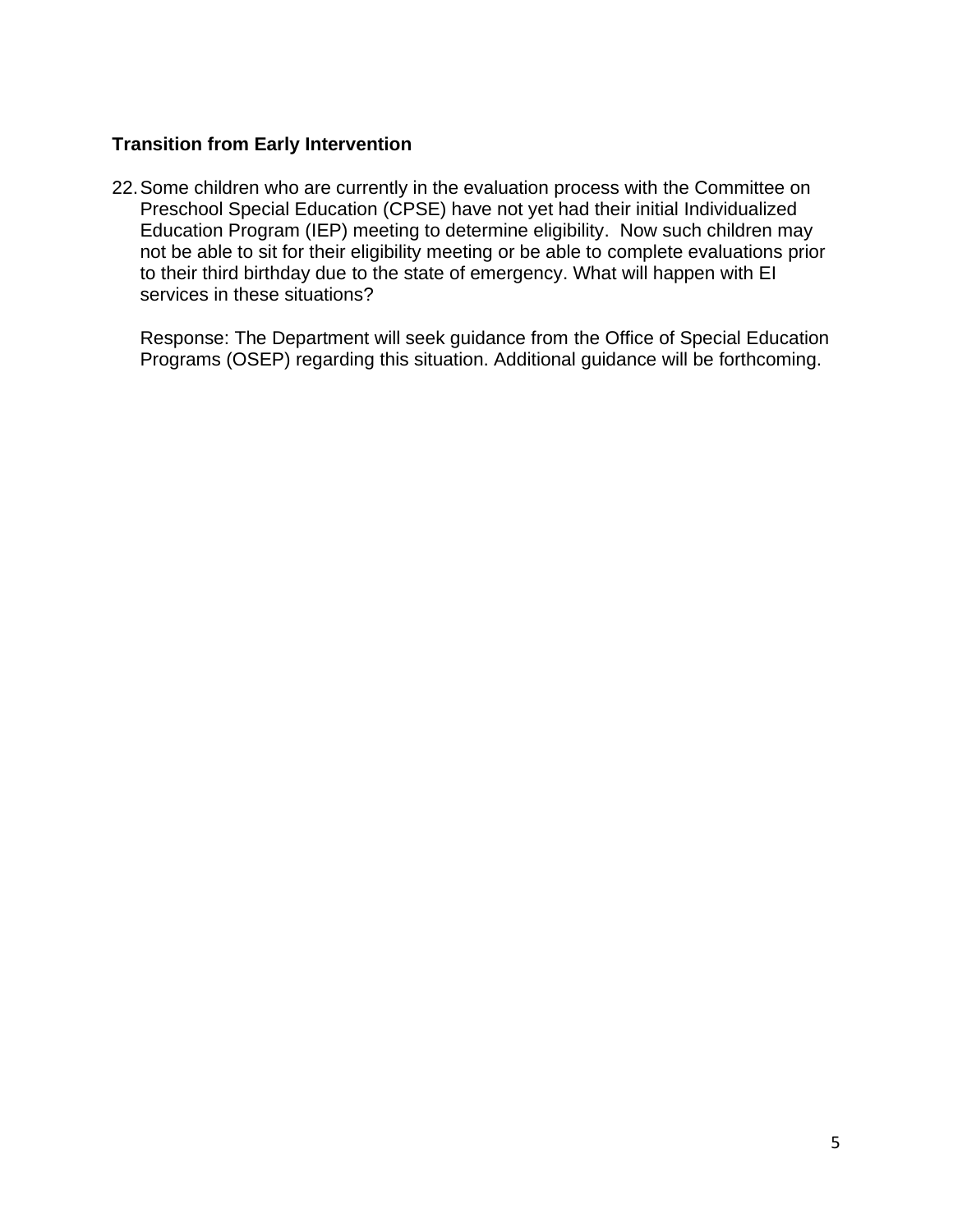**Transition from Early Intervention**

22. Some children who are currently in the evaluation process with the Committee on Preschool Special Education (CPSE) have not yet had their initial Individualized Education Program (IEP) meeting to determine eligibility. Now such children may not be able to sit for their eligibility meeting or be able to complete evaluations prior to their third birthday due to the state of emergency. What will happen with EI services in these situations?

    Response: The Department will seek guidance from the Office of Special Education Programs (OSEP) regarding this situation. Additional guidance will be forthcoming.